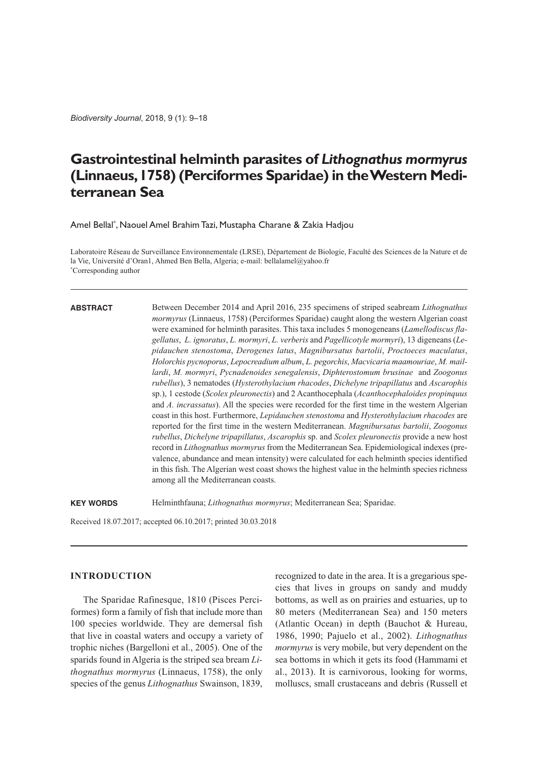# Gastrointestinal helminth parasites of *Lithognathus mormyrus* (Linnaeus, 1758) (Perciformes Sparidae) in the Western Mediterranean Sea

Amel Bellal*, Naouel Amel Brahim Tazi, Mustapha Charane & Zakia Hadjou

Laboratoire Réseau de Surveillance Environnementale (LRSE), Département de Biologie, Faculté des Sciences de la Nature et de la Vie, Université d'Oran1, Ahmed Ben Bella, Algeria; e-mail: bellalamel@yahoo.fr
*Corresponding author

**ABSTRACT**

Between December 2014 and April 2016, 235 specimens of striped seabream *Lithognathus mormyrus* (Linnaeus, 1758) (Perciformes Sparidae) caught along the western Algerian coast were examined for helminth parasites. This taxa includes 5 monogeneans (*Lamellodiscus flagellatus*, *L. ignoratus*, *L. mormyri*, *L. verberis* and *Pagellicotyle mormyri*), 13 digeneans (*Lepidauchen stenostoma*, *Derogenes latus*, *Magnibursatus bartolii*, *Proctoeces maculatus*, *Holorchis pycnoporus*, *Lepocreadium album*, *L. pegorchis*, *Macvicaria maamouriae*, *M. maillardi*, *M. mormyri*, *Pycnadenoides senegalensis*, *Diphterostomum brusinae* and *Zoogonus rubellus*), 3 nematodes (*Hysterothylacium rhacodes*, *Dichelyne tripapillatus* and *Ascarophis* sp.), 1 cestode (*Scolex pleuronectis*) and 2 Acanthocephala (*Acanthocephaloides propinquus* and *A. incrassatus*). All the species were recorded for the first time in the western Algerian coast in this host. Furthermore, *Lepidauchen stenostoma* and *Hysterothylacium rhacodes* are reported for the first time in the western Mediterranean. *Magnibursatus bartolii*, *Zoogonus rubellus*, *Dichelyne tripapillatus*, *Ascarophis* sp. and *Scolex pleuronectis* provide a new host record in *Lithognathus mormyrus* from the Mediterranean Sea. Epidemiological indexes (prevalence, abundance and mean intensity) were calculated for each helminth species identified in this fish. The Algerian west coast shows the highest value in the helminth species richness among all the Mediterranean coasts.

**KEY WORDS**

Helminthfauna; *Lithognathus mormyrus*; Mediterranean Sea; Sparidae.

Received 18.07.2017; accepted 06.10.2017; printed 30.03.2018

## INTRODUCTION

The Sparidae Rafinesque, 1810 (Pisces Perciformes) form a family of fish that include more than 100 species worldwide. They are demersal fish that live in coastal waters and occupy a variety of trophic niches (Bargelloni et al., 2005). One of the sparids found in Algeria is the striped sea bream *Lithognathus mormyrus* (Linnaeus, 1758), the only species of the genus *Lithognathus* Swainson, 1839, recognized to date in the area. It is a gregarious species that lives in groups on sandy and muddy bottoms, as well as on prairies and estuaries, up to 80 meters (Mediterranean Sea) and 150 meters (Atlantic Ocean) in depth (Bauchot & Hureau, 1986, 1990; Pajuelo et al., 2002). *Lithognathus mormyrus* is very mobile, but very dependent on the sea bottoms in which it gets its food (Hammami et al., 2013). It is carnivorous, looking for worms, molluscs, small crustaceans and debris (Russell et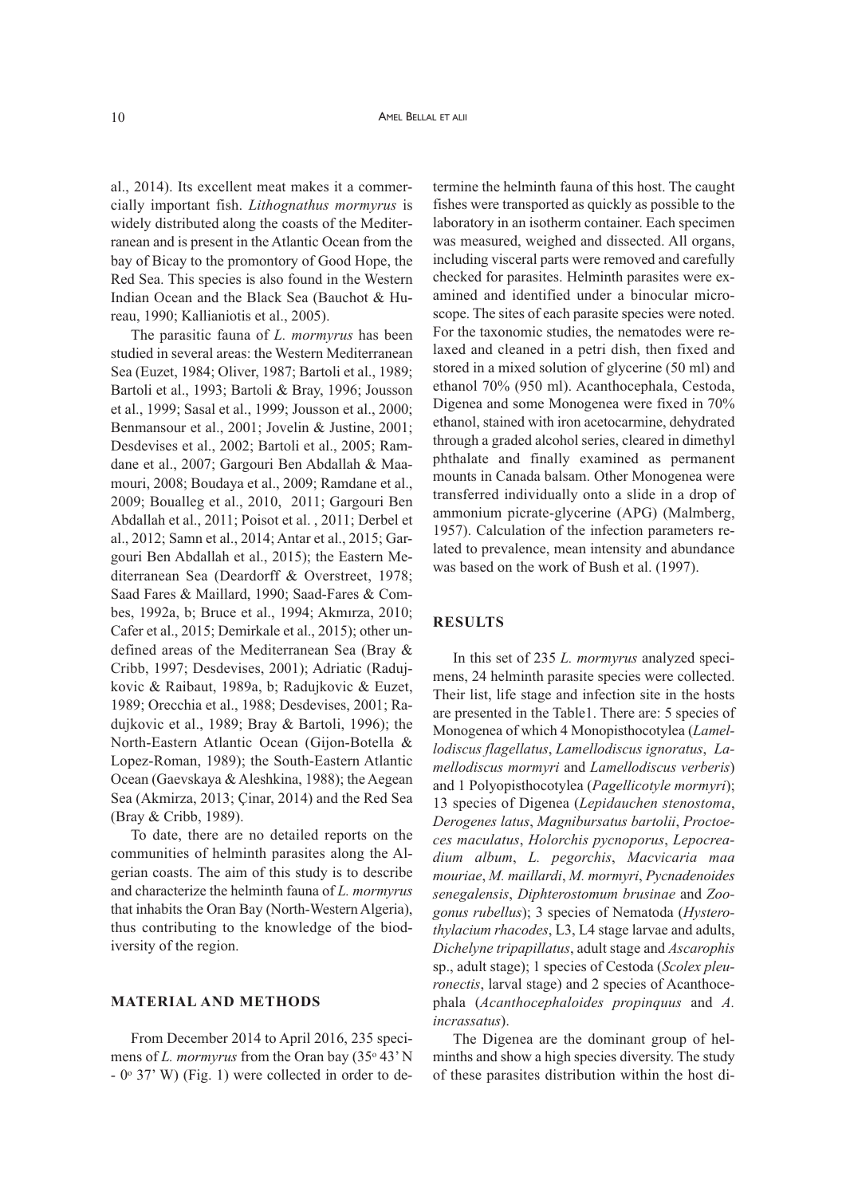al., 2014). Its excellent meat makes it a commercially important fish. *Lithognathus mormyrus* is widely distributed along the coasts of the Mediterranean and is present in the Atlantic Ocean from the bay of Bicay to the promontory of Good Hope, the Red Sea. This species is also found in the Western Indian Ocean and the Black Sea (Bauchot & Hureau, 1990; Kallianiotis et al., 2005).

The parasitic fauna of *L. mormyrus* has been studied in several areas: the Western Mediterranean Sea (Euzet, 1984; Oliver, 1987; Bartoli et al., 1989; Bartoli et al., 1993; Bartoli & Bray, 1996; Jousson et al., 1999; Sasal et al., 1999; Jousson et al., 2000; Benmansour et al., 2001; Jovelin & Justine, 2001; Desdevises et al., 2002; Bartoli et al., 2005; Ramdane et al., 2007; Gargouri Ben Abdallah & Maamouri, 2008; Boudaya et al., 2009; Ramdane et al., 2009; Boualleg et al., 2010, 2011; Gargouri Ben Abdallah et al., 2011; Poisot et al. , 2011; Derbel et al., 2012; Samn et al., 2014; Antar et al., 2015; Gargouri Ben Abdallah et al., 2015); the Eastern Mediterranean Sea (Deardorff & Overstreet, 1978; Saad Fares & Maillard, 1990; Saad-Fares & Combes, 1992a, b; Bruce et al., 1994; Akmırza, 2010; Cafer et al., 2015; Demirkale et al., 2015); other undefined areas of the Mediterranean Sea (Bray & Cribb, 1997; Desdevises, 2001); Adriatic (Radujkovic & Raibaut, 1989a, b; Radujkovic & Euzet, 1989; Orecchia et al., 1988; Desdevises, 2001; Radujkovic et al., 1989; Bray & Bartoli, 1996); the North-Eastern Atlantic Ocean (Gijon-Botella & Lopez-Roman, 1989); the South-Eastern Atlantic Ocean (Gaevskaya & Aleshkina, 1988); the Aegean Sea (Akmirza, 2013; Çinar, 2014) and the Red Sea (Bray & Cribb, 1989).

To date, there are no detailed reports on the communities of helminth parasites along the Algerian coasts. The aim of this study is to describe and characterize the helminth fauna of *L. mormyrus* that inhabits the Oran Bay (North-Western Algeria), thus contributing to the knowledge of the biodiversity of the region.

## MATERIAL AND METHODS

From December 2014 to April 2016, 235 specimens of *L. mormyrus* from the Oran bay (35° 43' N - 0° 37' W) (Fig. 1) were collected in order to determine the helminth fauna of this host. The caught fishes were transported as quickly as possible to the laboratory in an isotherm container. Each specimen was measured, weighed and dissected. All organs, including visceral parts were removed and carefully checked for parasites. Helminth parasites were examined and identified under a binocular microscope. The sites of each parasite species were noted. For the taxonomic studies, the nematodes were relaxed and cleaned in a petri dish, then fixed and stored in a mixed solution of glycerine (50 ml) and ethanol 70% (950 ml). Acanthocephala, Cestoda, Digenea and some Monogenea were fixed in 70% ethanol, stained with iron acetocarmine, dehydrated through a graded alcohol series, cleared in dimethyl phthalate and finally examined as permanent mounts in Canada balsam. Other Monogenea were transferred individually onto a slide in a drop of ammonium picrate-glycerine (APG) (Malmberg, 1957). Calculation of the infection parameters related to prevalence, mean intensity and abundance was based on the work of Bush et al. (1997).

## RESULTS

In this set of 235 *L. mormyrus* analyzed specimens, 24 helminth parasite species were collected. Their list, life stage and infection site in the hosts are presented in the Table1. There are: 5 species of Monogenea of which 4 Monopisthocotylea (*Lamellodiscus flagellatus*, *Lamellodiscus ignoratus*, *Lamellodiscus mormyri* and *Lamellodiscus verberis*) and 1 Polyopisthocotylea (*Pagellicotyle mormyri*); 13 species of Digenea (*Lepidauchen stenostoma*, *Derogenes latus*, *Magnibursatus bartolii*, *Proctoeces maculatus*, *Holorchis pycnoporus*, *Lepocreadium album*, *L. pegorchis*, *Macvicaria maa mouriae*, *M. maillardi*, *M. mormyri*, *Pycnadenoides senegalensis*, *Diphterostomum brusinae* and *Zoogonus rubellus*); 3 species of Nematoda (*Hysterothylacium rhacodes*, L3, L4 stage larvae and adults, *Dichelyne tripapillatus*, adult stage and *Ascarophis* sp., adult stage); 1 species of Cestoda (*Scolex pleuronectis*, larval stage) and 2 species of Acanthocephala (*Acanthocephaloides propinquus* and *A. incrassatus*).

The Digenea are the dominant group of helminths and show a high species diversity. The study of these parasites distribution within the host di-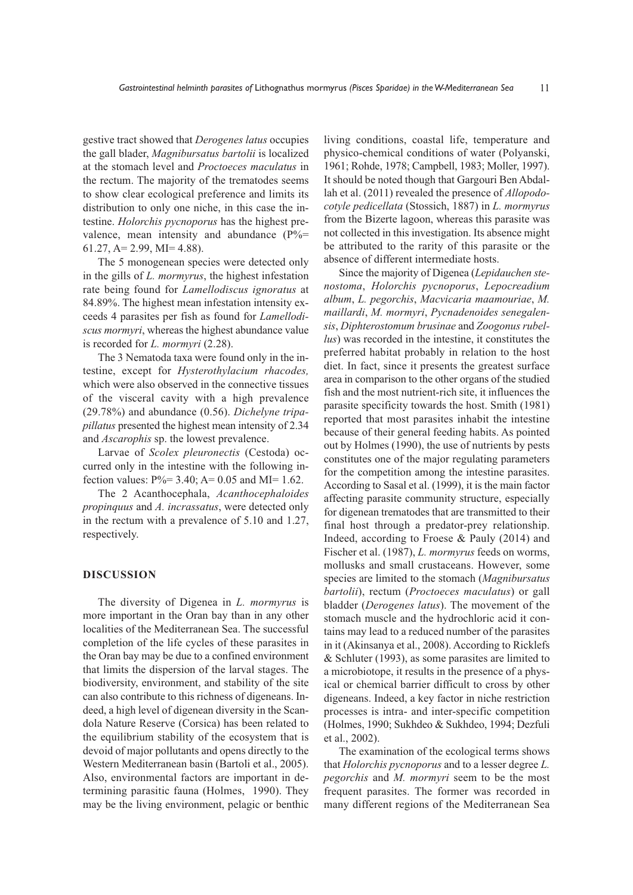gestive tract showed that *Derogenes latus* occupies the gall blader, *Magnibursatus bartolii* is localized at the stomach level and *Proctoeces maculatus* in the rectum. The majority of the trematodes seems to show clear ecological preference and limits its distribution to only one niche, in this case the intestine. *Holorchis pycnoporus* has the highest prevalence, mean intensity and abundance (P%= 61.27, A= 2.99, MI= 4.88).

The 5 monogenean species were detected only in the gills of *L. mormyrus*, the highest infestation rate being found for *Lamellodiscus ignoratus* at 84.89%. The highest mean infestation intensity exceeds 4 parasites per fish as found for *Lamellodiscus mormyri*, whereas the highest abundance value is recorded for *L. mormyri* (2.28).

The 3 Nematoda taxa were found only in the intestine, except for *Hysterothylacium rhacodes,* which were also observed in the connective tissues of the visceral cavity with a high prevalence (29.78%) and abundance (0.56). *Dichelyne tripapillatus* presented the highest mean intensity of 2.34 and *Ascarophis* sp. the lowest prevalence.

Larvae of *Scolex pleuronectis* (Cestoda) occurred only in the intestine with the following infection values: P%= 3.40; A= 0.05 and MI= 1.62.

The 2 Acanthocephala, *Acanthocephaloides propinquus* and *A. incrassatus*, were detected only in the rectum with a prevalence of 5.10 and 1.27, respectively.

## DISCUSSION

The diversity of Digenea in *L. mormyrus* is more important in the Oran bay than in any other localities of the Mediterranean Sea. The successful completion of the life cycles of these parasites in the Oran bay may be due to a confined environment that limits the dispersion of the larval stages. The biodiversity, environment, and stability of the site can also contribute to this richness of digeneans. Indeed, a high level of digenean diversity in the Scandola Nature Reserve (Corsica) has been related to the equilibrium stability of the ecosystem that is devoid of major pollutants and opens directly to the Western Mediterranean basin (Bartoli et al., 2005). Also, environmental factors are important in determining parasitic fauna (Holmes, 1990). They may be the living environment, pelagic or benthic living conditions, coastal life, temperature and physico-chemical conditions of water (Polyanski, 1961; Rohde, 1978; Campbell, 1983; Moller, 1997). It should be noted though that Gargouri Ben Abdallah et al. (2011) revealed the presence of *Allopodocotyle pedicellata* (Stossich, 1887) in *L. mormyrus* from the Bizerte lagoon, whereas this parasite was not collected in this investigation. Its absence might be attributed to the rarity of this parasite or the absence of different intermediate hosts.

Since the majority of Digenea (*Lepidauchen stenostoma*, *Holorchis pycnoporus*, *Lepocreadium album*, *L. pegorchis*, *Macvicaria maamouriae*, *M. maillardi*, *M. mormyri*, *Pycnadenoides senegalensis*, *Diphterostomum brusinae* and *Zoogonus rubellus*) was recorded in the intestine, it constitutes the preferred habitat probably in relation to the host diet. In fact, since it presents the greatest surface area in comparison to the other organs of the studied fish and the most nutrient-rich site, it influences the parasite specificity towards the host. Smith (1981) reported that most parasites inhabit the intestine because of their general feeding habits. As pointed out by Holmes (1990), the use of nutrients by pests constitutes one of the major regulating parameters for the competition among the intestine parasites. According to Sasal et al. (1999), it is the main factor affecting parasite community structure, especially for digenean trematodes that are transmitted to their final host through a predator-prey relationship. Indeed, according to Froese & Pauly (2014) and Fischer et al. (1987), *L. mormyrus* feeds on worms, mollusks and small crustaceans. However, some species are limited to the stomach (*Magnibursatus bartolii*), rectum (*Proctoeces maculatus*) or gall bladder (*Derogenes latus*). The movement of the stomach muscle and the hydrochloric acid it contains may lead to a reduced number of the parasites in it (Akinsanya et al., 2008). According to Ricklefs & Schluter (1993), as some parasites are limited to a microbiotope, it results in the presence of a physical or chemical barrier difficult to cross by other digeneans. Indeed, a key factor in niche restriction processes is intra- and inter-specific competition (Holmes, 1990; Sukhdeo & Sukhdeo, 1994; Dezfuli et al., 2002).

The examination of the ecological terms shows that *Holorchis pycnoporus* and to a lesser degree *L. pegorchis* and *M. mormyri* seem to be the most frequent parasites. The former was recorded in many different regions of the Mediterranean Sea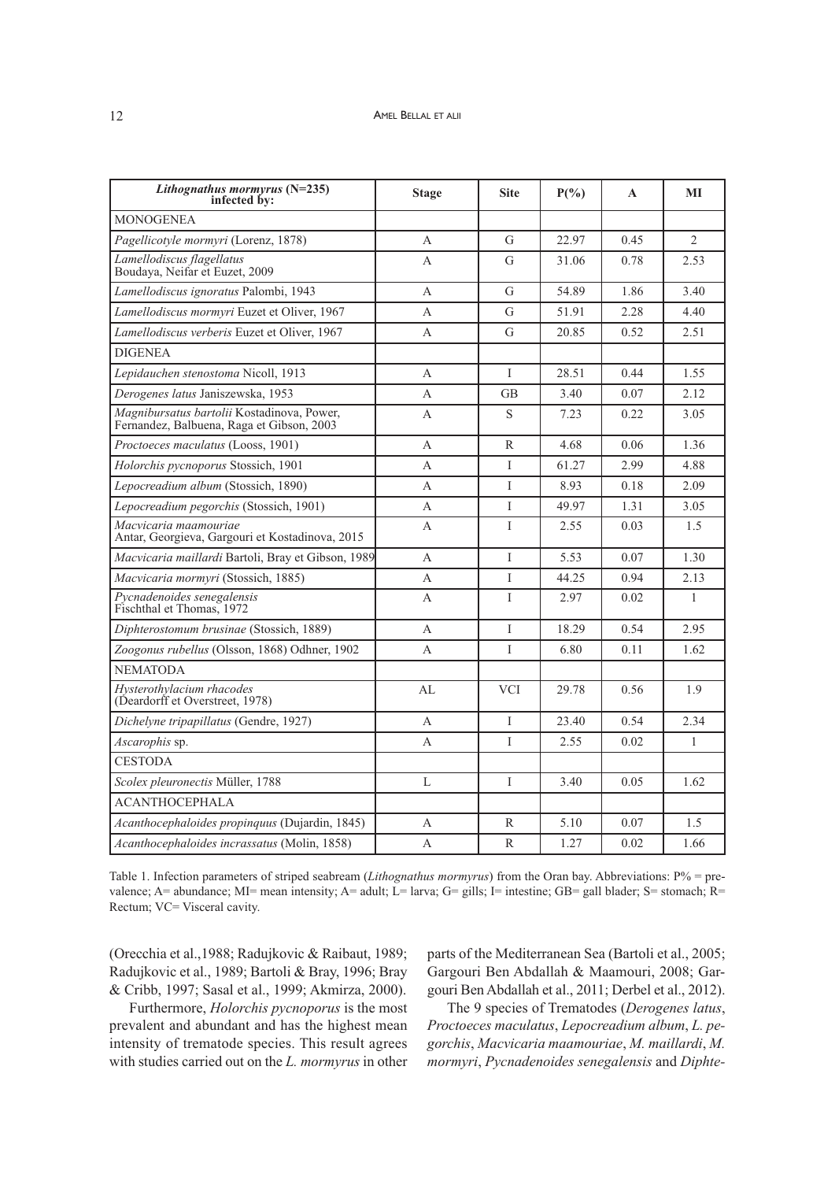| *Lithognathus mormyrus* (N=235) infected by: | Stage | Site | P(%) | A | MI |
|---|---|---|---|---|---|
| MONOGENEA | | | | | |
| *Pagellicotyle mormyri* (Lorenz, 1878) | A | G | 22.97 | 0.45 | 2 |
| *Lamellodiscus flagellatus* Boudaya, Neifar et Euzet, 2009 | A | G | 31.06 | 0.78 | 2.53 |
| *Lamellodiscus ignoratus* Palombi, 1943 | A | G | 54.89 | 1.86 | 3.40 |
| *Lamellodiscus mormyri* Euzet et Oliver, 1967 | A | G | 51.91 | 2.28 | 4.40 |
| *Lamellodiscus verberis* Euzet et Oliver, 1967 | A | G | 20.85 | 0.52 | 2.51 |
| DIGENEA | | | | | |
| *Lepidauchen stenostoma* Nicoll, 1913 | A | I | 28.51 | 0.44 | 1.55 |
| *Derogenes latus* Janiszewska, 1953 | A | GB | 3.40 | 0.07 | 2.12 |
| *Magnibursatus bartolii* Kostadinova, Power, Fernandez, Balbuena, Raga et Gibson, 2003 | A | S | 7.23 | 0.22 | 3.05 |
| *Proctoeces maculatus* (Looss, 1901) | A | R | 4.68 | 0.06 | 1.36 |
| *Holorchis pycnoporus* Stossich, 1901 | A | I | 61.27 | 2.99 | 4.88 |
| *Lepocreadium album* (Stossich, 1890) | A | I | 8.93 | 0.18 | 2.09 |
| *Lepocreadium pegorchis* (Stossich, 1901) | A | I | 49.97 | 1.31 | 3.05 |
| *Macvicaria maamouriae* Antar, Georgieva, Gargouri et Kostadinova, 2015 | A | I | 2.55 | 0.03 | 1.5 |
| *Macvicaria maillardi* Bartoli, Bray et Gibson, 1989 | A | I | 5.53 | 0.07 | 1.30 |
| *Macvicaria mormyri* (Stossich, 1885) | A | I | 44.25 | 0.94 | 2.13 |
| *Pycnadenoides senegalensis* Fischthal et Thomas, 1972 | A | I | 2.97 | 0.02 | 1 |
| *Diphterostomum brusinae* (Stossich, 1889) | A | I | 18.29 | 0.54 | 2.95 |
| *Zoogonus rubellus* (Olsson, 1868) Odhner, 1902 | A | I | 6.80 | 0.11 | 1.62 |
| NEMATODA | | | | | |
| *Hysterothylacium rhacodes* (Deardorff et Overstreet, 1978) | AL | VCI | 29.78 | 0.56 | 1.9 |
| *Dichelyne tripapillatus* (Gendre, 1927) | A | I | 23.40 | 0.54 | 2.34 |
| *Ascarophis* sp. | A | I | 2.55 | 0.02 | 1 |
| CESTODA | | | | | |
| *Scolex pleuronectis* Müller, 1788 | L | I | 3.40 | 0.05 | 1.62 |
| ACANTHOCEPHALA | | | | | |
| *Acanthocephaloides propinquus* (Dujardin, 1845) | A | R | 5.10 | 0.07 | 1.5 |
| *Acanthocephaloides incrassatus* (Molin, 1858) | A | R | 1.27 | 0.02 | 1.66 |

Table 1. Infection parameters of striped seabream (*Lithognathus mormyrus*) from the Oran bay. Abbreviations: P% = prevalence; A= abundance; MI= mean intensity; A= adult; L= larva; G= gills; I= intestine; GB= gall blader; S= stomach; R= Rectum; VC= Visceral cavity.

(Orecchia et al.,1988; Radujkovic & Raibaut, 1989; Radujkovic et al., 1989; Bartoli & Bray, 1996; Bray & Cribb, 1997; Sasal et al., 1999; Akmirza, 2000).

Furthermore, *Holorchis pycnoporus* is the most prevalent and abundant and has the highest mean intensity of trematode species. This result agrees with studies carried out on the *L. mormyrus* in other parts of the Mediterranean Sea (Bartoli et al., 2005; Gargouri Ben Abdallah & Maamouri, 2008; Gargouri Ben Abdallah et al., 2011; Derbel et al., 2012).

The 9 species of Trematodes (*Derogenes latus*, *Proctoeces maculatus*, *Lepocreadium album*, *L. pegorchis*, *Macvicaria maamouriae*, *M. maillardi*, *M. mormyri*, *Pycnadenoides senegalensis* and *Diphte-*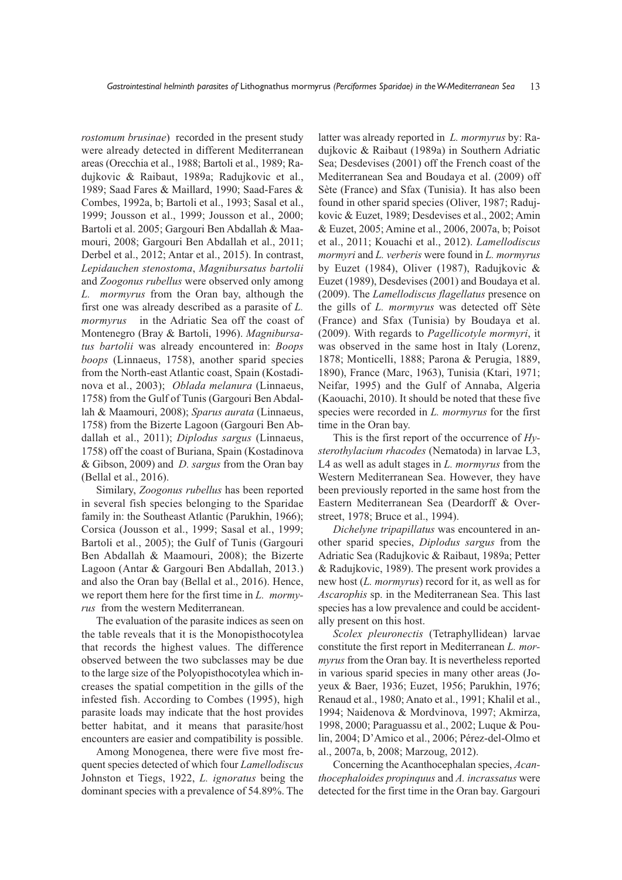*rostomum brusinae*) recorded in the present study were already detected in different Mediterranean areas (Orecchia et al., 1988; Bartoli et al., 1989; Radujkovic & Raibaut, 1989a; Radujkovic et al., 1989; Saad Fares & Maillard, 1990; Saad-Fares & Combes, 1992a, b; Bartoli et al., 1993; Sasal et al., 1999; Jousson et al., 1999; Jousson et al., 2000; Bartoli et al. 2005; Gargouri Ben Abdallah & Maamouri, 2008; Gargouri Ben Abdallah et al., 2011; Derbel et al., 2012; Antar et al., 2015). In contrast, *Lepidauchen stenostoma*, *Magnibursatus bartolii* and *Zoogonus rubellus* were observed only among *L. mormyrus* from the Oran bay, although the first one was already described as a parasite of *L. mormyrus* in the Adriatic Sea off the coast of Montenegro (Bray & Bartoli, 1996). *Magnibursatus bartolii* was already encountered in: *Boops boops* (Linnaeus, 1758), another sparid species from the North-east Atlantic coast, Spain (Kostadinova et al., 2003); *Oblada melanura* (Linnaeus, 1758) from the Gulf of Tunis (Gargouri Ben Abdallah & Maamouri, 2008); *Sparus aurata* (Linnaeus, 1758) from the Bizerte Lagoon (Gargouri Ben Abdallah et al., 2011); *Diplodus sargus* (Linnaeus, 1758) off the coast of Buriana, Spain (Kostadinova & Gibson, 2009) and *D. sargus* from the Oran bay (Bellal et al., 2016).

Similary, *Zoogonus rubellus* has been reported in several fish species belonging to the Sparidae family in: the Southeast Atlantic (Parukhin, 1966); Corsica (Jousson et al., 1999; Sasal et al., 1999; Bartoli et al., 2005); the Gulf of Tunis (Gargouri Ben Abdallah & Maamouri, 2008); the Bizerte Lagoon (Antar & Gargouri Ben Abdallah, 2013.) and also the Oran bay (Bellal et al., 2016). Hence, we report them here for the first time in *L. mormyrus* from the western Mediterranean.

The evaluation of the parasite indices as seen on the table reveals that it is the Monopisthocotylea that records the highest values. The difference observed between the two subclasses may be due to the large size of the Polyopisthocotylea which increases the spatial competition in the gills of the infested fish. According to Combes (1995), high parasite loads may indicate that the host provides better habitat, and it means that parasite/host encounters are easier and compatibility is possible.

Among Monogenea, there were five most frequent species detected of which four *Lamellodiscus* Johnston et Tiegs, 1922, *L. ignoratus* being the dominant species with a prevalence of 54.89%. The latter was already reported in *L. mormyrus* by: Radujkovic & Raibaut (1989a) in Southern Adriatic Sea; Desdevises (2001) off the French coast of the Mediterranean Sea and Boudaya et al. (2009) off Sète (France) and Sfax (Tunisia). It has also been found in other sparid species (Oliver, 1987; Radujkovic & Euzet, 1989; Desdevises et al., 2002; Amin & Euzet, 2005; Amine et al., 2006, 2007a, b; Poisot et al., 2011; Kouachi et al., 2012). *Lamellodiscus mormyri* and *L. verberis* were found in *L. mormyrus* by Euzet (1984), Oliver (1987), Radujkovic & Euzet (1989), Desdevises (2001) and Boudaya et al. (2009). The *Lamellodiscus flagellatus* presence on the gills of *L. mormyrus* was detected off Sète (France) and Sfax (Tunisia) by Boudaya et al. (2009). With regards to *Pagellicotyle mormyri*, it was observed in the same host in Italy (Lorenz, 1878; Monticelli, 1888; Parona & Perugia, 1889, 1890), France (Marc, 1963), Tunisia (Ktari, 1971; Neifar, 1995) and the Gulf of Annaba, Algeria (Kaouachi, 2010). It should be noted that these five species were recorded in *L. mormyrus* for the first time in the Oran bay.

This is the first report of the occurrence of *Hysterothylacium rhacodes* (Nematoda) in larvae L3, L4 as well as adult stages in *L. mormyrus* from the Western Mediterranean Sea. However, they have been previously reported in the same host from the Eastern Mediterranean Sea (Deardorff & Overstreet, 1978; Bruce et al., 1994).

*Dichelyne tripapillatus* was encountered in another sparid species, *Diplodus sargus* from the Adriatic Sea (Radujkovic & Raibaut, 1989a; Petter & Radujkovic, 1989). The present work provides a new host (*L. mormyrus*) record for it, as well as for *Ascarophis* sp. in the Mediterranean Sea. This last species has a low prevalence and could be accidentally present on this host.

*Scolex pleuronectis* (Tetraphyllidean) larvae constitute the first report in Mediterranean *L. mormyrus* from the Oran bay. It is nevertheless reported in various sparid species in many other areas (Joyeux & Baer, 1936; Euzet, 1956; Parukhin, 1976; Renaud et al., 1980; Anato et al., 1991; Khalil et al., 1994; Naidenova & Mordvinova, 1997; Akmirza, 1998, 2000; Paraguassu et al., 2002; Luque & Poulin, 2004; D'Amico et al., 2006; Pérez-del-Olmo et al., 2007a, b, 2008; Marzoug, 2012).

Concerning the Acanthocephalan species, *Acanthocephaloides propinquus* and *A. incrassatus* were detected for the first time in the Oran bay. Gargouri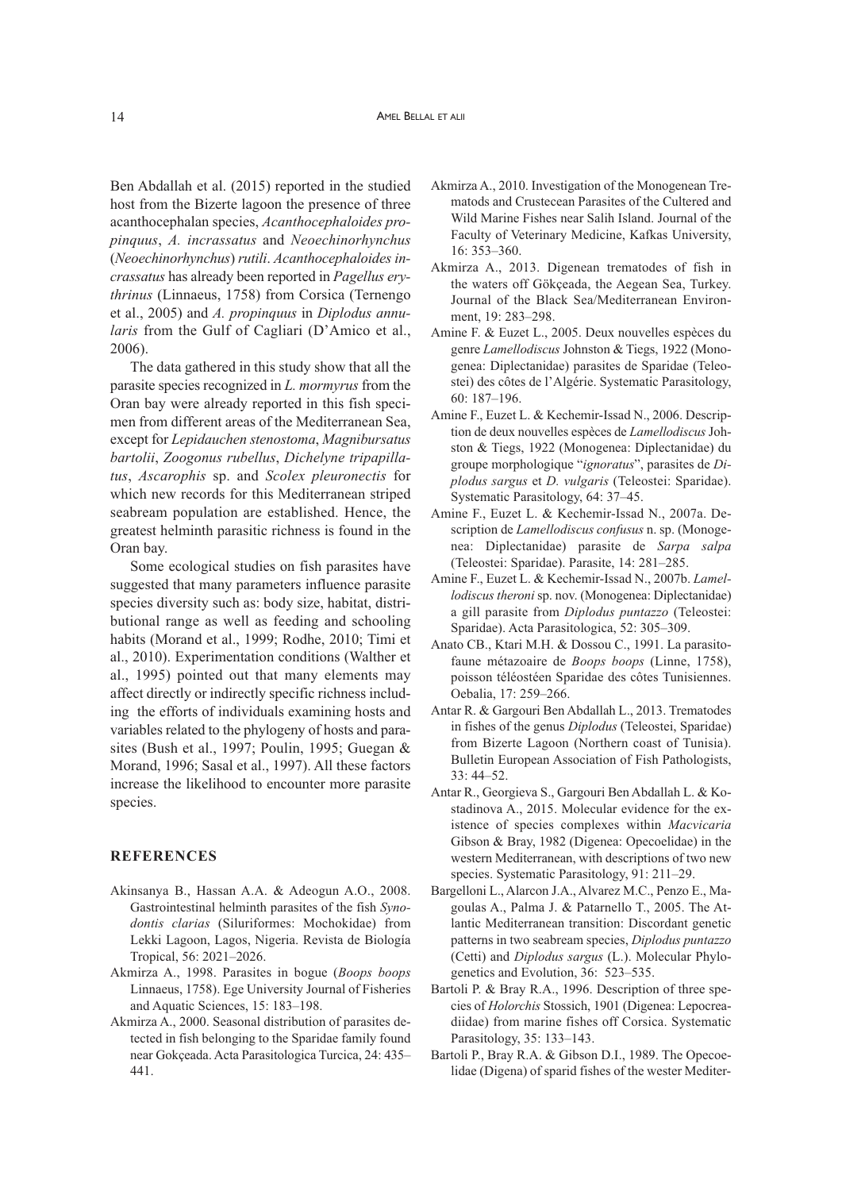Ben Abdallah et al. (2015) reported in the studied host from the Bizerte lagoon the presence of three acanthocephalan species, *Acanthocephaloides propinquus*, *A. incrassatus* and *Neoechinorhynchus* (*Neoechinorhynchus*) *rutili*. *Acanthocephaloides incrassatus* has already been reported in *Pagellus erythrinus* (Linnaeus, 1758) from Corsica (Ternengo et al., 2005) and *A. propinquus* in *Diplodus annularis* from the Gulf of Cagliari (D'Amico et al., 2006).

The data gathered in this study show that all the parasite species recognized in *L. mormyrus* from the Oran bay were already reported in this fish specimen from different areas of the Mediterranean Sea, except for *Lepidauchen stenostoma*, *Magnibursatus bartolii*, *Zoogonus rubellus*, *Dichelyne tripapillatus*, *Ascarophis* sp. and *Scolex pleuronectis* for which new records for this Mediterranean striped seabream population are established. Hence, the greatest helminth parasitic richness is found in the Oran bay.

Some ecological studies on fish parasites have suggested that many parameters influence parasite species diversity such as: body size, habitat, distributional range as well as feeding and schooling habits (Morand et al., 1999; Rodhe, 2010; Timi et al., 2010). Experimentation conditions (Walther et al., 1995) pointed out that many elements may affect directly or indirectly specific richness including the efforts of individuals examining hosts and variables related to the phylogeny of hosts and parasites (Bush et al., 1997; Poulin, 1995; Guegan & Morand, 1996; Sasal et al., 1997). All these factors increase the likelihood to encounter more parasite species.

## REFERENCES

- Akinsanya B., Hassan A.A. & Adeogun A.O., 2008. Gastrointestinal helminth parasites of the fish *Synodontis clarias* (Siluriformes: Mochokidae) from Lekki Lagoon, Lagos, Nigeria. Revista de Biología Tropical, 56: 2021–2026.
- Akmirza A., 1998. Parasites in bogue (*Boops boops* Linnaeus, 1758). Ege University Journal of Fisheries and Aquatic Sciences, 15: 183–198.
- Akmirza A., 2000. Seasonal distribution of parasites detected in fish belonging to the Sparidae family found near Gokçeada. Acta Parasitologica Turcica, 24: 435–441.
- Akmirza A., 2010. Investigation of the Monogenean Trematods and Crustecean Parasites of the Cultered and Wild Marine Fishes near Salih Island. Journal of the Faculty of Veterinary Medicine, Kafkas University, 16: 353–360.
- Akmirza A., 2013. Digenean trematodes of fish in the waters off Gökçeada, the Aegean Sea, Turkey. Journal of the Black Sea/Mediterranean Environment, 19: 283–298.
- Amine F. & Euzet L., 2005. Deux nouvelles espèces du genre *Lamellodiscus* Johnston & Tiegs, 1922 (Monogenea: Diplectanidae) parasites de Sparidae (Teleostei) des côtes de l'Algérie. Systematic Parasitology, 60: 187–196.
- Amine F., Euzet L. & Kechemir-Issad N., 2006. Description de deux nouvelles espèces de *Lamellodiscus* Johnston & Tiegs, 1922 (Monogenea: Diplectanidae) du groupe morphologique "*ignoratus*", parasites de *Diplodus sargus* et *D. vulgaris* (Teleostei: Sparidae). Systematic Parasitology, 64: 37–45.
- Amine F., Euzet L. & Kechemir-Issad N., 2007a. Description de *Lamellodiscus confusus* n. sp. (Monogenea: Diplectanidae) parasite de *Sarpa salpa* (Teleostei: Sparidae). Parasite, 14: 281–285.
- Amine F., Euzet L. & Kechemir-Issad N., 2007b. *Lamellodiscus theroni* sp. nov. (Monogenea: Diplectanidae) a gill parasite from *Diplodus puntazzo* (Teleostei: Sparidae). Acta Parasitologica, 52: 305–309.
- Anato CB., Ktari M.H. & Dossou C., 1991. La parasitofaune métazoaire de *Boops boops* (Linne, 1758), poisson téléostéen Sparidae des côtes Tunisiennes. Oebalia, 17: 259–266.
- Antar R. & Gargouri Ben Abdallah L., 2013. Trematodes in fishes of the genus *Diplodus* (Teleostei, Sparidae) from Bizerte Lagoon (Northern coast of Tunisia). Bulletin European Association of Fish Pathologists, 33: 44–52.
- Antar R., Georgieva S., Gargouri Ben Abdallah L. & Kostadinova A., 2015. Molecular evidence for the existence of species complexes within *Macvicaria* Gibson & Bray, 1982 (Digenea: Opecoelidae) in the western Mediterranean, with descriptions of two new species. Systematic Parasitology, 91: 211–29.
- Bargelloni L., Alarcon J.A., Alvarez M.C., Penzo E., Magoulas A., Palma J. & Patarnello T., 2005. The Atlantic Mediterranean transition: Discordant genetic patterns in two seabream species, *Diplodus puntazzo* (Cetti) and *Diplodus sargus* (L.). Molecular Phylogenetics and Evolution, 36: 523–535.
- Bartoli P. & Bray R.A., 1996. Description of three species of *Holorchis* Stossich, 1901 (Digenea: Lepocreadiidae) from marine fishes off Corsica. Systematic Parasitology, 35: 133–143.
- Bartoli P., Bray R.A. & Gibson D.I., 1989. The Opecoelidae (Digena) of sparid fishes of the wester Mediter-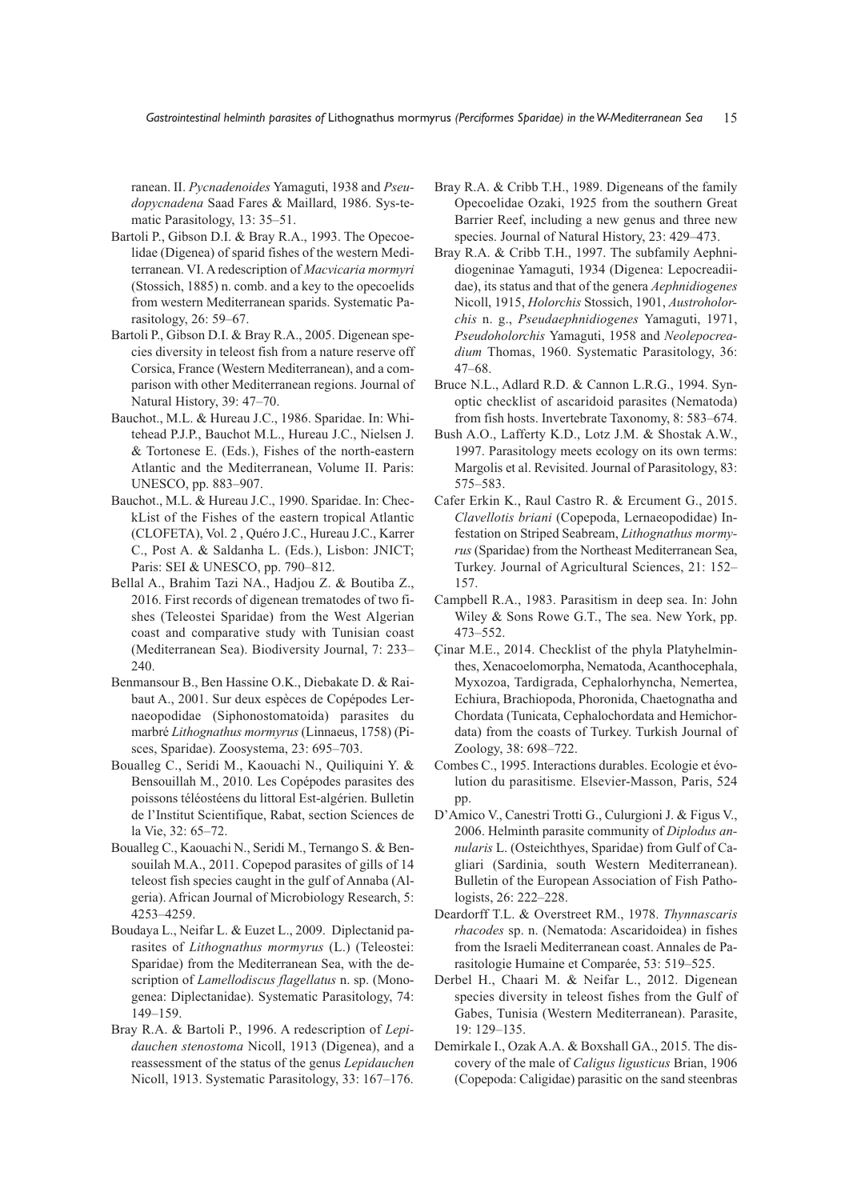ranean. II. *Pycnadenoides* Yamaguti, 1938 and *Pseudopycnadena* Saad Fares & Maillard, 1986. Systematic Parasitology, 13: 35–51.

Bartoli P., Gibson D.I. & Bray R.A., 1993. The Opecoelidae (Digenea) of sparid fishes of the western Mediterranean. VI. A redescription of *Macvicaria mormyri* (Stossich, 1885) n. comb. and a key to the opecoelids from western Mediterranean sparids. Systematic Parasitology, 26: 59–67.

Bartoli P., Gibson D.I. & Bray R.A., 2005. Digenean species diversity in teleost fish from a nature reserve off Corsica, France (Western Mediterranean), and a comparison with other Mediterranean regions. Journal of Natural History, 39: 47–70.

Bauchot., M.L. & Hureau J.C., 1986. Sparidae. In: Whitehead P.J.P., Bauchot M.L., Hureau J.C., Nielsen J. & Tortonese E. (Eds.), Fishes of the north-eastern Atlantic and the Mediterranean, Volume II. Paris: UNESCO, pp. 883–907.

Bauchot., M.L. & Hureau J.C., 1990. Sparidae. In: ChecKList of the Fishes of the eastern tropical Atlantic (CLOFETA), Vol. 2 , Quéro J.C., Hureau J.C., Karrer C., Post A. & Saldanha L. (Eds.), Lisbon: JNICT; Paris: SEI & UNESCO, pp. 790–812.

Bellal A., Brahim Tazi NA., Hadjou Z. & Boutiba Z., 2016. First records of digenean trematodes of two fishes (Teleostei Sparidae) from the West Algerian coast and comparative study with Tunisian coast (Mediterranean Sea). Biodiversity Journal, 7: 233–240.

Benmansour B., Ben Hassine O.K., Diebakate D. & Raibaut A., 2001. Sur deux espèces de Copépodes Lernaeopodidae (Siphonostomatoida) parasites du marbré *Lithognathus mormyrus* (Linnaeus, 1758) (Pisces, Sparidae). Zoosystema, 23: 695–703.

Boualleg C., Seridi M., Kaouachi N., Quiliquini Y. & Bensouillah M., 2010. Les Copépodes parasites des poissons téléostéens du littoral Est-algérien. Bulletin de l'Institut Scientifique, Rabat, section Sciences de la Vie, 32: 65–72.

Boualleg C., Kaouachi N., Seridi M., Ternango S. & Bensouilah M.A., 2011. Copepod parasites of gills of 14 teleost fish species caught in the gulf of Annaba (Algeria). African Journal of Microbiology Research, 5: 4253–4259.

Boudaya L., Neifar L. & Euzet L., 2009. Diplectanid parasites of *Lithognathus mormyrus* (L.) (Teleostei: Sparidae) from the Mediterranean Sea, with the description of *Lamellodiscus flagellatus* n. sp. (Monogenea: Diplectanidae). Systematic Parasitology, 74: 149–159.

Bray R.A. & Bartoli P., 1996. A redescription of *Lepidauchen stenostoma* Nicoll, 1913 (Digenea), and a reassessment of the status of the genus *Lepidauchen* Nicoll, 1913. Systematic Parasitology, 33: 167–176.

Bray R.A. & Cribb T.H., 1989. Digeneans of the family Opecoelidae Ozaki, 1925 from the southern Great Barrier Reef, including a new genus and three new species. Journal of Natural History, 23: 429–473.

Bray R.A. & Cribb T.H., 1997. The subfamily Aephnidiogeninae Yamaguti, 1934 (Digenea: Lepocreadiidae), its status and that of the genera *Aephnidiogenes* Nicoll, 1915, *Holorchis* Stossich, 1901, *Austroholorchis* n. g., *Pseudaephnidiogenes* Yamaguti, 1971, *Pseudoholorchis* Yamaguti, 1958 and *Neolepocreadium* Thomas, 1960. Systematic Parasitology, 36: 47–68.

Bruce N.L., Adlard R.D. & Cannon L.R.G., 1994. Synoptic checklist of ascaridoid parasites (Nematoda) from fish hosts. Invertebrate Taxonomy, 8: 583–674.

Bush A.O., Lafferty K.D., Lotz J.M. & Shostak A.W., 1997. Parasitology meets ecology on its own terms: Margolis et al. Revisited. Journal of Parasitology, 83: 575–583.

Cafer Erkin K., Raul Castro R. & Ercument G., 2015. *Clavellotis briani* (Copepoda, Lernaeopodidae) Infestation on Striped Seabream, *Lithognathus mormyrus* (Sparidae) from the Northeast Mediterranean Sea, Turkey. Journal of Agricultural Sciences, 21: 152–157.

Campbell R.A., 1983. Parasitism in deep sea. In: John Wiley & Sons Rowe G.T., The sea. New York, pp. 473–552.

Çinar M.E., 2014. Checklist of the phyla Platyhelminthes, Xenacoelomorpha, Nematoda, Acanthocephala, Myxozoa, Tardigrada, Cephalorhyncha, Nemertea, Echiura, Brachiopoda, Phoronida, Chaetognatha and Chordata (Tunicata, Cephalochordata and Hemichordata) from the coasts of Turkey. Turkish Journal of Zoology, 38: 698–722.

Combes C., 1995. Interactions durables. Ecologie et évolution du parasitisme. Elsevier-Masson, Paris, 524 pp.

D'Amico V., Canestri Trotti G., Culurgioni J. & Figus V., 2006. Helminth parasite community of *Diplodus annularis* L. (Osteichthyes, Sparidae) from Gulf of Cagliari (Sardinia, south Western Mediterranean). Bulletin of the European Association of Fish Pathologists, 26: 222–228.

Deardorff T.L. & Overstreet RM., 1978. *Thynnascaris rhacodes* sp. n. (Nematoda: Ascaridoidea) in fishes from the Israeli Mediterranean coast. Annales de Parasitologie Humaine et Comparée, 53: 519–525.

Derbel H., Chaari M. & Neifar L., 2012. Digenean species diversity in teleost fishes from the Gulf of Gabes, Tunisia (Western Mediterranean). Parasite, 19: 129–135.

Demirkale I., Ozak A.A. & Boxshall GA., 2015. The discovery of the male of *Caligus ligusticus* Brian, 1906 (Copepoda: Caligidae) parasitic on the sand steenbras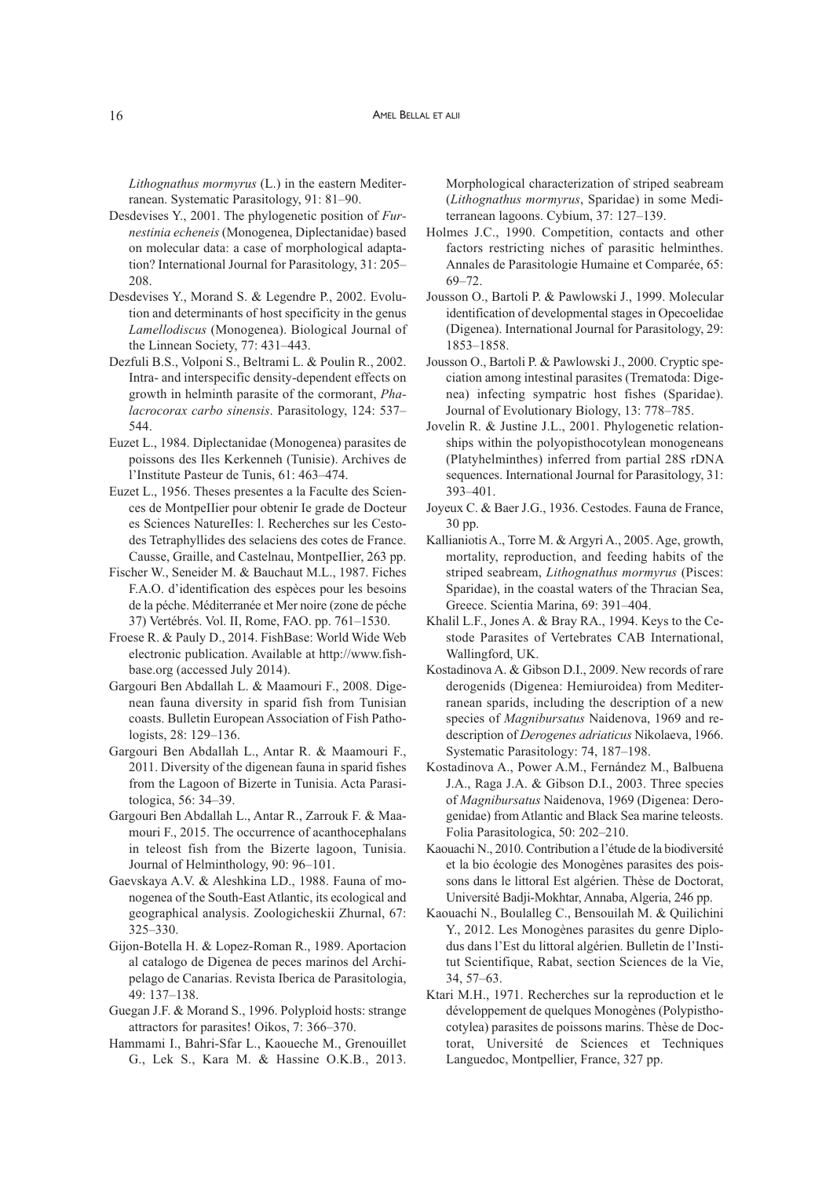*Lithognathus mormyrus* (L.) in the eastern Mediterranean. Systematic Parasitology, 91: 81–90.

Desdevises Y., 2001. The phylogenetic position of *Furnestinia echeneis* (Monogenea, Diplectanidae) based on molecular data: a case of morphological adaptation? International Journal for Parasitology, 31: 205–208.

Desdevises Y., Morand S. & Legendre P., 2002. Evolution and determinants of host specificity in the genus *Lamellodiscus* (Monogenea). Biological Journal of the Linnean Society, 77: 431–443.

Dezfuli B.S., Volponi S., Beltrami L. & Poulin R., 2002. Intra- and interspecific density-dependent effects on growth in helminth parasite of the cormorant, *Phalacrocorax carbo sinensis*. Parasitology, 124: 537–544.

Euzet L., 1984. Diplectanidae (Monogenea) parasites de poissons des Iles Kerkenneh (Tunisie). Archives de l'Institute Pasteur de Tunis, 61: 463–474.

Euzet L., 1956. Theses presentes a la Faculte des Sciences de MontpeIIier pour obtenir Ie grade de Docteur es Sciences NatureIIes: l. Recherches sur les Cestodes Tetraphyllides des selaciens des cotes de France. Causse, Graille, and Castelnau, MontpeIIier, 263 pp.

Fischer W., Seneider M. & Bauchaut M.L., 1987. Fiches F.A.O. d'identification des espèces pour les besoins de la péche. Méditerranée et Mer noire (zone de péche 37) Vertébrés. Vol. II, Rome, FAO. pp. 761–1530.

Froese R. & Pauly D., 2014. FishBase: World Wide Web electronic publication. Available at http://www.fishbase.org (accessed July 2014).

Gargouri Ben Abdallah L. & Maamouri F., 2008. Digenean fauna diversity in sparid fish from Tunisian coasts. Bulletin European Association of Fish Pathologists, 28: 129–136.

Gargouri Ben Abdallah L., Antar R. & Maamouri F., 2011. Diversity of the digenean fauna in sparid fishes from the Lagoon of Bizerte in Tunisia. Acta Parasitologica, 56: 34–39.

Gargouri Ben Abdallah L., Antar R., Zarrouk F. & Maamouri F., 2015. The occurrence of acanthocephalans in teleost fish from the Bizerte lagoon, Tunisia. Journal of Helminthology, 90: 96–101.

Gaevskaya A.V. & Aleshkina LD., 1988. Fauna of monogenea of the South-East Atlantic, its ecological and geographical analysis. Zoologicheskii Zhurnal, 67: 325–330.

Gijon-Botella H. & Lopez-Roman R., 1989. Aportacion al catalogo de Digenea de peces marinos del Archipelago de Canarias. Revista Iberica de Parasitologia, 49: 137–138.

Guegan J.F. & Morand S., 1996. Polyploid hosts: strange attractors for parasites! Oikos, 7: 366–370.

Hammami I., Bahri-Sfar L., Kaoueche M., Grenouillet G., Lek S., Kara M. & Hassine O.K.B., 2013. Morphological characterization of striped seabream (*Lithognathus mormyrus*, Sparidae) in some Mediterranean lagoons. Cybium, 37: 127–139.

Holmes J.C., 1990. Competition, contacts and other factors restricting niches of parasitic helminthes. Annales de Parasitologie Humaine et Comparée, 65: 69–72.

Jousson O., Bartoli P. & Pawlowski J., 1999. Molecular identification of developmental stages in Opecoelidae (Digenea). International Journal for Parasitology, 29: 1853–1858.

Jousson O., Bartoli P. & Pawlowski J., 2000. Cryptic speciation among intestinal parasites (Trematoda: Digenea) infecting sympatric host fishes (Sparidae). Journal of Evolutionary Biology, 13: 778–785.

Jovelin R. & Justine J.L., 2001. Phylogenetic relationships within the polyopisthocotylean monogeneans (Platyhelminthes) inferred from partial 28S rDNA sequences. International Journal for Parasitology, 31: 393–401.

Joyeux C. & Baer J.G., 1936. Cestodes. Fauna de France, 30 pp.

Kallianiotis A., Torre M. & Argyri A., 2005. Age, growth, mortality, reproduction, and feeding habits of the striped seabream, *Lithognathus mormyrus* (Pisces: Sparidae), in the coastal waters of the Thracian Sea, Greece. Scientia Marina, 69: 391–404.

Khalil L.F., Jones A. & Bray RA., 1994. Keys to the Cestode Parasites of Vertebrates CAB International, Wallingford, UK.

Kostadinova A. & Gibson D.I., 2009. New records of rare derogenids (Digenea: Hemiuroidea) from Mediterranean sparids, including the description of a new species of *Magnibursatus* Naidenova, 1969 and redescription of *Derogenes adriaticus* Nikolaeva, 1966. Systematic Parasitology: 74, 187–198.

Kostadinova A., Power A.M., Fernández M., Balbuena J.A., Raga J.A. & Gibson D.I., 2003. Three species of *Magnibursatus* Naidenova, 1969 (Digenea: Derogenidae) from Atlantic and Black Sea marine teleosts. Folia Parasitologica, 50: 202–210.

Kaouachi N., 2010. Contribution a l'étude de la biodiversité et la bio écologie des Monogènes parasites des poissons dans le littoral Est algérien. Thèse de Doctorat, Université Badji-Mokhtar, Annaba, Algeria, 246 pp.

Kaouachi N., Boulalleg C., Bensouilah M. & Quilichini Y., 2012. Les Monogènes parasites du genre Diplodus dans l'Est du littoral algérien. Bulletin de l'Institut Scientifique, Rabat, section Sciences de la Vie, 34, 57–63.

Ktari M.H., 1971. Recherches sur la reproduction et le développement de quelques Monogènes (Polypisthocotylea) parasites de poissons marins. Thèse de Doctorat, Université de Sciences et Techniques Languedoc, Montpellier, France, 327 pp.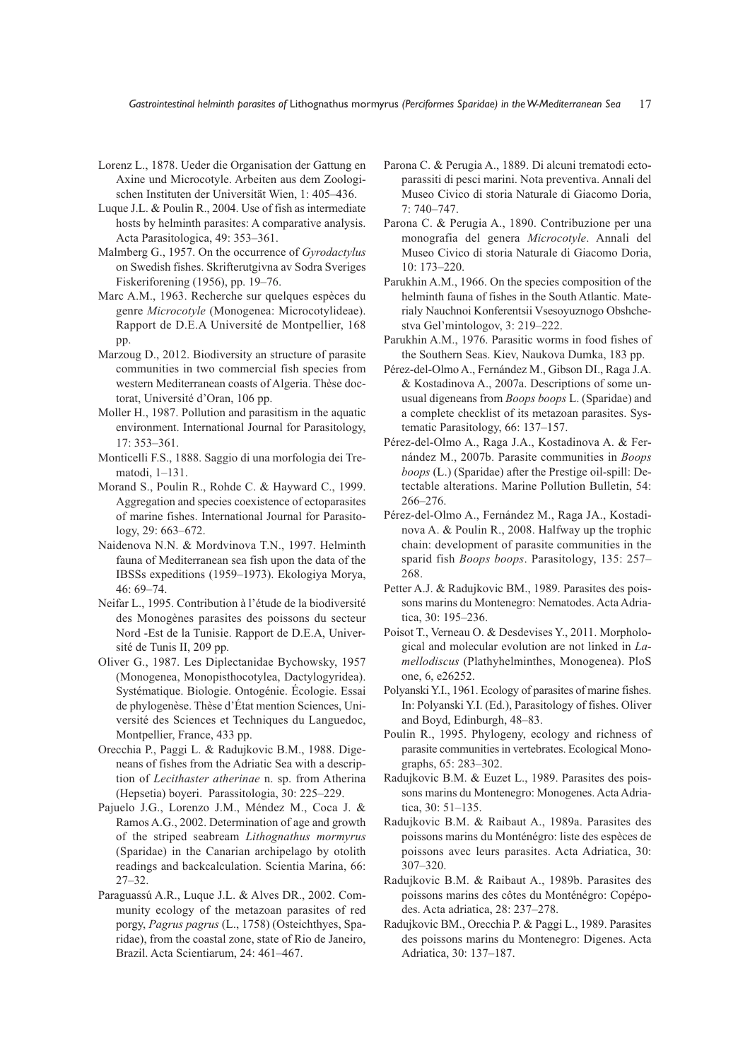Lorenz L., 1878. Ueder die Organisation der Gattung en Axine und Microcotyle. Arbeiten aus dem Zoologischen Instituten der Universität Wien, 1: 405–436.

Luque J.L. & Poulin R., 2004. Use of fish as intermediate hosts by helminth parasites: A comparative analysis. Acta Parasitologica, 49: 353–361.

Malmberg G., 1957. On the occurrence of *Gyrodactylus* on Swedish fishes. Skrifterutgivna av Sodra Sveriges Fiskeriforening (1956), pp. 19–76.

Marc A.M., 1963. Recherche sur quelques espèces du genre *Microcotyle* (Monogenea: Microcotylideae). Rapport de D.E.A Université de Montpellier, 168 pp.

Marzoug D., 2012. Biodiversity an structure of parasite communities in two commercial fish species from western Mediterranean coasts of Algeria. Thèse doctorat, Université d'Oran, 106 pp.

Moller H., 1987. Pollution and parasitism in the aquatic environment. International Journal for Parasitology, 17: 353–361.

Monticelli F.S., 1888. Saggio di una morfologia dei Trematodi, 1–131.

Morand S., Poulin R., Rohde C. & Hayward C., 1999. Aggregation and species coexistence of ectoparasites of marine fishes. International Journal for Parasitology, 29: 663–672.

Naidenova N.N. & Mordvinova T.N., 1997. Helminth fauna of Mediterranean sea fish upon the data of the IBSSs expeditions (1959–1973). Ekologiya Morya, 46: 69–74.

Neifar L., 1995. Contribution à l'étude de la biodiversité des Monogènes parasites des poissons du secteur Nord -Est de la Tunisie. Rapport de D.E.A, Université de Tunis II, 209 pp.

Oliver G., 1987. Les Diplectanidae Bychowsky, 1957 (Monogenea, Monopisthocotylea, Dactylogyridea). Systématique. Biologie. Ontogénie. Écologie. Essai de phylogenèse. Thèse d'État mention Sciences, Université des Sciences et Techniques du Languedoc, Montpellier, France, 433 pp.

Orecchia P., Paggi L. & Radujkovic B.M., 1988. Digeneans of fishes from the Adriatic Sea with a description of *Lecithaster atherinae* n. sp. from Atherina (Hepsetia) boyeri. Parassitologia, 30: 225–229.

Pajuelo J.G., Lorenzo J.M., Méndez M., Coca J. & Ramos A.G., 2002. Determination of age and growth of the striped seabream *Lithognathus mormyrus* (Sparidae) in the Canarian archipelago by otolith readings and backcalculation. Scientia Marina, 66: 27–32.

Paraguassú A.R., Luque J.L. & Alves DR., 2002. Community ecology of the metazoan parasites of red porgy, *Pagrus pagrus* (L., 1758) (Osteichthyes, Sparidae), from the coastal zone, state of Rio de Janeiro, Brazil. Acta Scientiarum, 24: 461–467.

Parona C. & Perugia A., 1889. Di alcuni trematodi ectoparassiti di pesci marini. Nota preventiva. Annali del Museo Civico di storia Naturale di Giacomo Doria, 7: 740–747.

Parona C. & Perugia A., 1890. Contribuzione per una monografia del genera *Microcotyle*. Annali del Museo Civico di storia Naturale di Giacomo Doria, 10: 173–220.

Parukhin A.M., 1966. On the species composition of the helminth fauna of fishes in the South Atlantic. Materialy Nauchnoi Konferentsii Vsesoyuznogo Obshchestva Gel'mintologov, 3: 219–222.

Parukhin A.M., 1976. Parasitic worms in food fishes of the Southern Seas. Kiev, Naukova Dumka, 183 pp.

Pérez-del-Olmo A., Fernández M., Gibson DI., Raga J.A. & Kostadinova A., 2007a. Descriptions of some unusual digeneans from *Boops boops* L. (Sparidae) and a complete checklist of its metazoan parasites. Systematic Parasitology, 66: 137–157.

Pérez-del-Olmo A., Raga J.A., Kostadinova A. & Fernández M., 2007b. Parasite communities in *Boops boops* (L.) (Sparidae) after the Prestige oil-spill: Detectable alterations. Marine Pollution Bulletin, 54: 266–276.

Pérez-del-Olmo A., Fernández M., Raga JA., Kostadinova A. & Poulin R., 2008. Halfway up the trophic chain: development of parasite communities in the sparid fish *Boops boops*. Parasitology, 135: 257–268.

Petter A.J. & Radujkovic BM., 1989. Parasites des poissons marins du Montenegro: Nematodes. Acta Adriatica, 30: 195–236.

Poisot T., Verneau O. & Desdevises Y., 2011. Morphological and molecular evolution are not linked in *Lamellodiscus* (Plathyhelminthes, Monogenea). PloS one, 6, e26252.

Polyanski Y.I., 1961. Ecology of parasites of marine fishes. In: Polyanski Y.I. (Ed.), Parasitology of fishes. Oliver and Boyd, Edinburgh, 48–83.

Poulin R., 1995. Phylogeny, ecology and richness of parasite communities in vertebrates. Ecological Monographs, 65: 283–302.

Radujkovic B.M. & Euzet L., 1989. Parasites des poissons marins du Montenegro: Monogenes. Acta Adriatica, 30: 51–135.

Radujkovic B.M. & Raibaut A., 1989a. Parasites des poissons marins du Monténégro: liste des espèces de poissons avec leurs parasites. Acta Adriatica, 30: 307–320.

Radujkovic B.M. & Raibaut A., 1989b. Parasites des poissons marins des côtes du Monténégro: Copépodes. Acta adriatica, 28: 237–278.

Radujkovic BM., Orecchia P. & Paggi L., 1989. Parasites des poissons marins du Montenegro: Digenes. Acta Adriatica, 30: 137–187.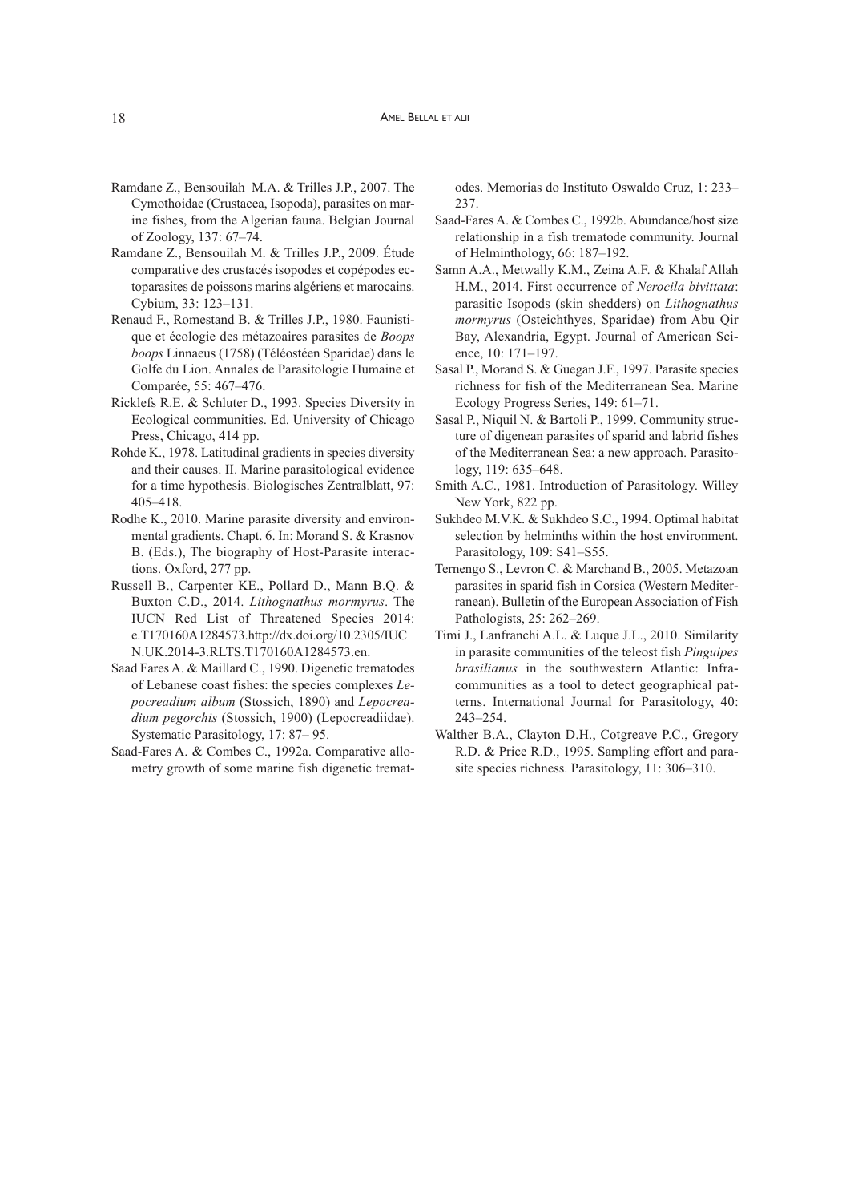Ramdane Z., Bensouilah M.A. & Trilles J.P., 2007. The Cymothoidae (Crustacea, Isopoda), parasites on marine fishes, from the Algerian fauna. Belgian Journal of Zoology, 137: 67–74.

Ramdane Z., Bensouilah M. & Trilles J.P., 2009. Étude comparative des crustacés isopodes et copépodes ectoparasites de poissons marins algériens et marocains. Cybium, 33: 123–131.

Renaud F., Romestand B. & Trilles J.P., 1980. Faunistique et écologie des métazoaires parasites de *Boops boops* Linnaeus (1758) (Téléostéen Sparidae) dans le Golfe du Lion. Annales de Parasitologie Humaine et Comparée, 55: 467–476.

Ricklefs R.E. & Schluter D., 1993. Species Diversity in Ecological communities. Ed. University of Chicago Press, Chicago, 414 pp.

Rohde K., 1978. Latitudinal gradients in species diversity and their causes. II. Marine parasitological evidence for a time hypothesis. Biologisches Zentralblatt, 97: 405–418.

Rodhe K., 2010. Marine parasite diversity and environmental gradients. Chapt. 6. In: Morand S. & Krasnov B. (Eds.), The biography of Host-Parasite interactions. Oxford, 277 pp.

Russell B., Carpenter KE., Pollard D., Mann B.Q. & Buxton C.D., 2014. *Lithognathus mormyrus*. The IUCN Red List of Threatened Species 2014: e.T170160A1284573.http://dx.doi.org/10.2305/IUCN.UK.2014-3.RLTS.T170160A1284573.en.

Saad Fares A. & Maillard C., 1990. Digenetic trematodes of Lebanese coast fishes: the species complexes *Lepocreadium album* (Stossich, 1890) and *Lepocreadium pegorchis* (Stossich, 1900) (Lepocreadiidae). Systematic Parasitology, 17: 87– 95.

Saad-Fares A. & Combes C., 1992a. Comparative allometry growth of some marine fish digenetic trematodes. Memorias do Instituto Oswaldo Cruz, 1: 233–237.

Saad-Fares A. & Combes C., 1992b. Abundance/host size relationship in a fish trematode community. Journal of Helminthology, 66: 187–192.

Samn A.A., Metwally K.M., Zeina A.F. & Khalaf Allah H.M., 2014. First occurrence of *Nerocila bivittata*: parasitic Isopods (skin shedders) on *Lithognathus mormyrus* (Osteichthyes, Sparidae) from Abu Qir Bay, Alexandria, Egypt. Journal of American Science, 10: 171–197.

Sasal P., Morand S. & Guegan J.F., 1997. Parasite species richness for fish of the Mediterranean Sea. Marine Ecology Progress Series, 149: 61–71.

Sasal P., Niquil N. & Bartoli P., 1999. Community structure of digenean parasites of sparid and labrid fishes of the Mediterranean Sea: a new approach. Parasitology, 119: 635–648.

Smith A.C., 1981. Introduction of Parasitology. Willey New York, 822 pp.

Sukhdeo M.V.K. & Sukhdeo S.C., 1994. Optimal habitat selection by helminths within the host environment. Parasitology, 109: S41–S55.

Ternengo S., Levron C. & Marchand B., 2005. Metazoan parasites in sparid fish in Corsica (Western Mediterranean). Bulletin of the European Association of Fish Pathologists, 25: 262–269.

Timi J., Lanfranchi A.L. & Luque J.L., 2010. Similarity in parasite communities of the teleost fish *Pinguipes brasilianus* in the southwestern Atlantic: Infracommunities as a tool to detect geographical patterns. International Journal for Parasitology, 40: 243–254.

Walther B.A., Clayton D.H., Cotgreave P.C., Gregory R.D. & Price R.D., 1995. Sampling effort and parasite species richness. Parasitology, 11: 306–310.